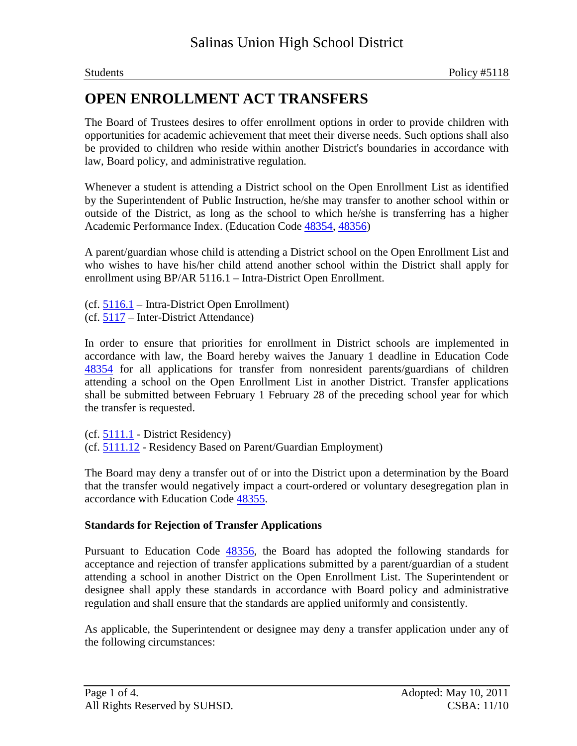# Salinas Union High School District

Students Policy #5118

## OPEN ENROLLMENT ACT TRANSFERS

The Board of Trustees desires to offer enrollment options in order to provide children with opportunities for academic achievement that meet their diverse needs. Such options shall also be provided to children who reside within another District's boundaries in accordance with law, Board policy, and administrative regulation.

Whenever a student is attending a District school on the Open Enrollment List as identified by the Superintendent of Public Instruction, he/she may transfer to another school within or outside of the District, as long as the school to which he/she is transferring has a higher Academic Performance Index. (Education Code 48354, 48356)

A parent/guardian whose child is attending a District school on the Open Enrollment List and who wishes to have his/her child attend another school within the District shall apply for enrollment using BP/AR 5116.1 – Intra-District Open Enrollment.

(cf. 5116.1 – Intra-District Open Enrollment)
(cf. 5117 – Inter-District Attendance)

In order to ensure that priorities for enrollment in District schools are implemented in accordance with law, the Board hereby waives the January 1 deadline in Education Code 48354 for all applications for transfer from nonresident parents/guardians of children attending a school on the Open Enrollment List in another District. Transfer applications shall be submitted between February 1 February 28 of the preceding school year for which the transfer is requested.

(cf. 5111.1 - District Residency)
(cf. 5111.12 - Residency Based on Parent/Guardian Employment)

The Board may deny a transfer out of or into the District upon a determination by the Board that the transfer would negatively impact a court-ordered or voluntary desegregation plan in accordance with Education Code 48355.

**Standards for Rejection of Transfer Applications**

Pursuant to Education Code 48356, the Board has adopted the following standards for acceptance and rejection of transfer applications submitted by a parent/guardian of a student attending a school in another District on the Open Enrollment List. The Superintendent or designee shall apply these standards in accordance with Board policy and administrative regulation and shall ensure that the standards are applied uniformly and consistently.

As applicable, the Superintendent or designee may deny a transfer application under any of the following circumstances:

Adopted: May 10, 2011
CSBA: 11/10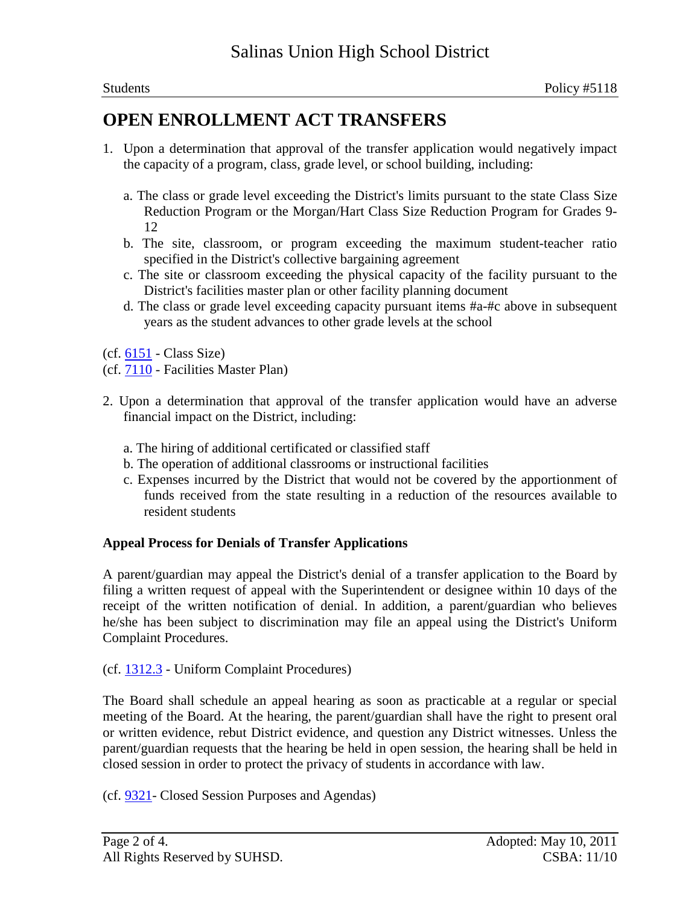1. Upon a determination that approval of the transfer application would negatively impact the capacity of a program, class, grade level, or school building, including:

   a. The class or grade level exceeding the District's limits pursuant to the state Class Size Reduction Program or the Morgan/Hart Class Size Reduction Program for Grades 9-12

   b. The site, classroom, or program exceeding the maximum student-teacher ratio specified in the District's collective bargaining agreement

   c. The site or classroom exceeding the physical capacity of the facility pursuant to the District's facilities master plan or other facility planning document

   d. The class or grade level exceeding capacity pursuant items #a-#c above in subsequent years as the student advances to other grade levels at the school

(cf. 6151 - Class Size)
(cf. 7110 - Facilities Master Plan)

2. Upon a determination that approval of the transfer application would have an adverse financial impact on the District, including:

   a. The hiring of additional certificated or classified staff

   b. The operation of additional classrooms or instructional facilities

   c. Expenses incurred by the District that would not be covered by the apportionment of funds received from the state resulting in a reduction of the resources available to resident students

**Appeal Process for Denials of Transfer Applications**

A parent/guardian may appeal the District's denial of a transfer application to the Board by filing a written request of appeal with the Superintendent or designee within 10 days of the receipt of the written notification of denial. In addition, a parent/guardian who believes he/she has been subject to discrimination may file an appeal using the District's Uniform Complaint Procedures.

(cf. 1312.3 - Uniform Complaint Procedures)

The Board shall schedule an appeal hearing as soon as practicable at a regular or special meeting of the Board. At the hearing, the parent/guardian shall have the right to present oral or written evidence, rebut District evidence, and question any District witnesses. Unless the parent/guardian requests that the hearing be held in open session, the hearing shall be held in closed session in order to protect the privacy of students in accordance with law.

(cf. 9321- Closed Session Purposes and Agendas)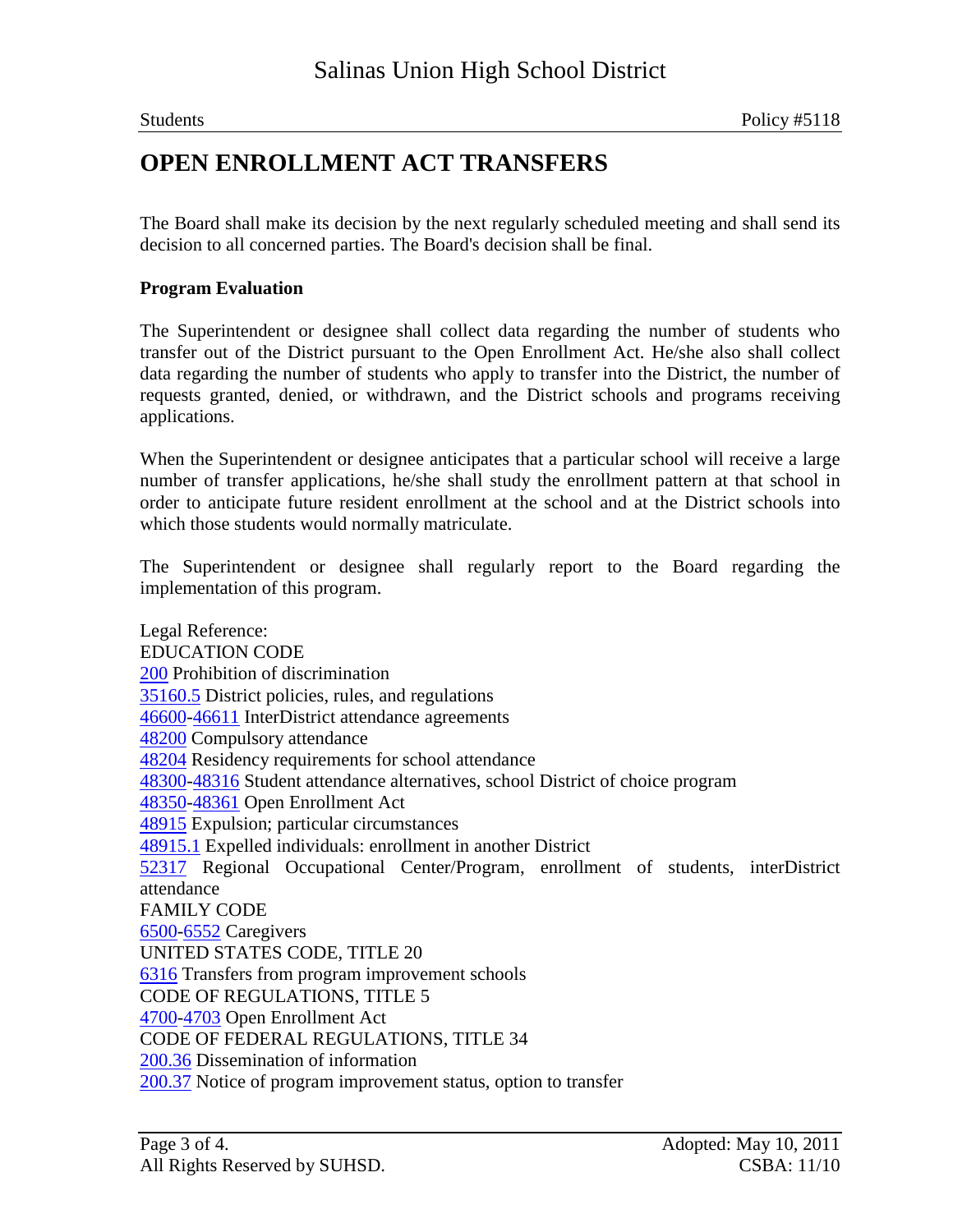The Board shall make its decision by the next regularly scheduled meeting and shall send its decision to all concerned parties. The Board's decision shall be final.

**Program Evaluation**

The Superintendent or designee shall collect data regarding the number of students who transfer out of the District pursuant to the Open Enrollment Act. He/she also shall collect data regarding the number of students who apply to transfer into the District, the number of requests granted, denied, or withdrawn, and the District schools and programs receiving applications.

When the Superintendent or designee anticipates that a particular school will receive a large number of transfer applications, he/she shall study the enrollment pattern at that school in order to anticipate future resident enrollment at the school and at the District schools into which those students would normally matriculate.

The Superintendent or designee shall regularly report to the Board regarding the implementation of this program.

Legal Reference:
EDUCATION CODE
200 Prohibition of discrimination
35160.5 District policies, rules, and regulations
46600-46611 InterDistrict attendance agreements
48200 Compulsory attendance
48204 Residency requirements for school attendance
48300-48316 Student attendance alternatives, school District of choice program
48350-48361 Open Enrollment Act
48915 Expulsion; particular circumstances
48915.1 Expelled individuals: enrollment in another District
52317 Regional Occupational Center/Program, enrollment of students, interDistrict attendance
FAMILY CODE
6500-6552 Caregivers
UNITED STATES CODE, TITLE 20
6316 Transfers from program improvement schools
CODE OF REGULATIONS, TITLE 5
4700-4703 Open Enrollment Act
CODE OF FEDERAL REGULATIONS, TITLE 34
200.36 Dissemination of information
200.37 Notice of program improvement status, option to transfer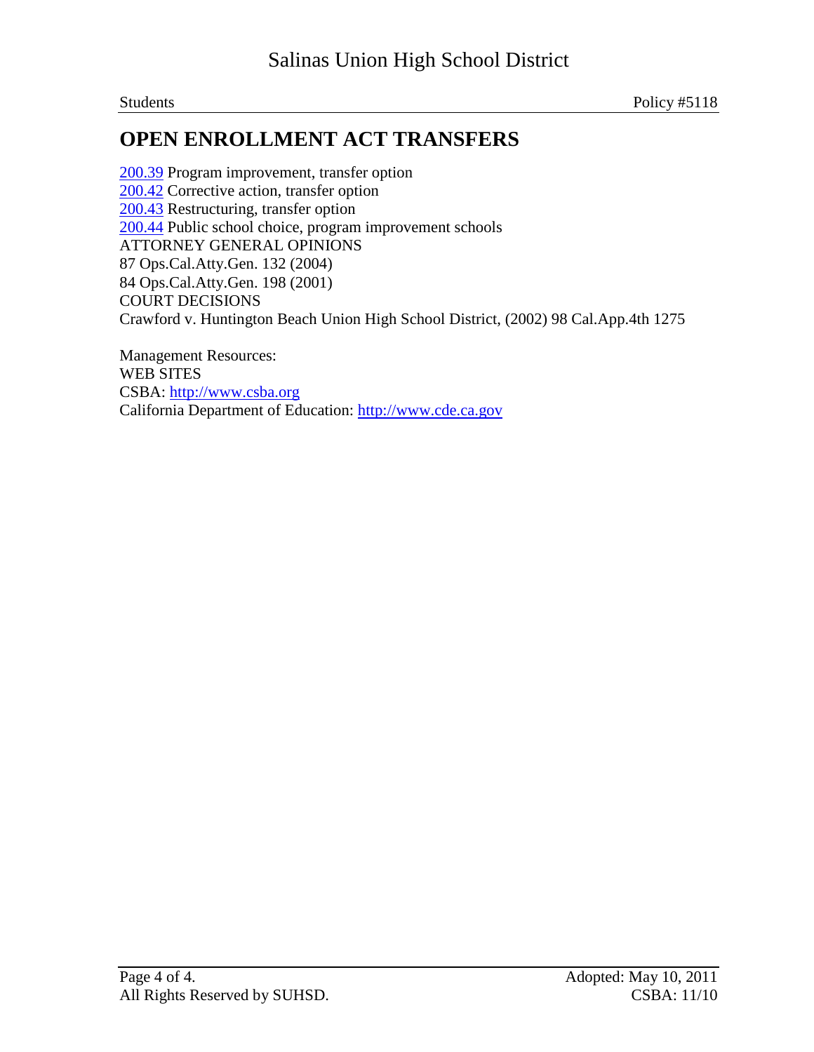# OPEN ENROLLMENT ACT TRANSFERS

200.39 Program improvement, transfer option
200.42 Corrective action, transfer option
200.43 Restructuring, transfer option
200.44 Public school choice, program improvement schools
ATTORNEY GENERAL OPINIONS
87 Ops.Cal.Atty.Gen. 132 (2004)
84 Ops.Cal.Atty.Gen. 198 (2001)
COURT DECISIONS
Crawford v. Huntington Beach Union High School District, (2002) 98 Cal.App.4th 1275

Management Resources:
WEB SITES
CSBA: http://www.csba.org
California Department of Education: http://www.cde.ca.gov